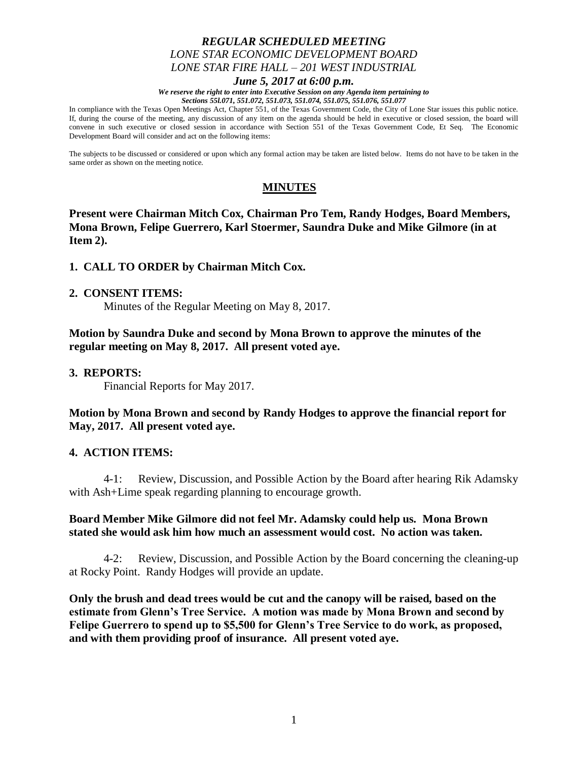***REGULAR SCHEDULED MEETING***
***LONE STAR ECONOMIC DEVELOPMENT BOARD***
***LONE STAR FIRE HALL – 201 WEST INDUSTRIAL***
***June 5, 2017 at 6:00 p.m.***

***We reserve the right to enter into Executive Session on any Agenda item pertaining to Sections 55l.071, 551.072, 551.073, 551.074, 551.075, 551.076, 551.077***

In compliance with the Texas Open Meetings Act, Chapter 551, of the Texas Government Code, the City of Lone Star issues this public notice. If, during the course of the meeting, any discussion of any item on the agenda should be held in executive or closed session, the board will convene in such executive or closed session in accordance with Section 551 of the Texas Government Code, Et Seq. The Economic Development Board will consider and act on the following items:

The subjects to be discussed or considered or upon which any formal action may be taken are listed below. Items do not have to be taken in the same order as shown on the meeting notice.

## MINUTES

**Present were Chairman Mitch Cox, Chairman Pro Tem, Randy Hodges, Board Members, Mona Brown, Felipe Guerrero, Karl Stoermer, Saundra Duke and Mike Gilmore (in at Item 2).**

**1. CALL TO ORDER by Chairman Mitch Cox.**

**2. CONSENT ITEMS:**

Minutes of the Regular Meeting on May 8, 2017.

**Motion by Saundra Duke and second by Mona Brown to approve the minutes of the regular meeting on May 8, 2017. All present voted aye.**

**3. REPORTS:**

Financial Reports for May 2017.

**Motion by Mona Brown and second by Randy Hodges to approve the financial report for May, 2017. All present voted aye.**

**4. ACTION ITEMS:**

4-1: Review, Discussion, and Possible Action by the Board after hearing Rik Adamsky with Ash+Lime speak regarding planning to encourage growth.

**Board Member Mike Gilmore did not feel Mr. Adamsky could help us. Mona Brown stated she would ask him how much an assessment would cost. No action was taken.**

4-2: Review, Discussion, and Possible Action by the Board concerning the cleaning-up at Rocky Point. Randy Hodges will provide an update.

**Only the brush and dead trees would be cut and the canopy will be raised, based on the estimate from Glenn's Tree Service. A motion was made by Mona Brown and second by Felipe Guerrero to spend up to $5,500 for Glenn's Tree Service to do work, as proposed, and with them providing proof of insurance. All present voted aye.**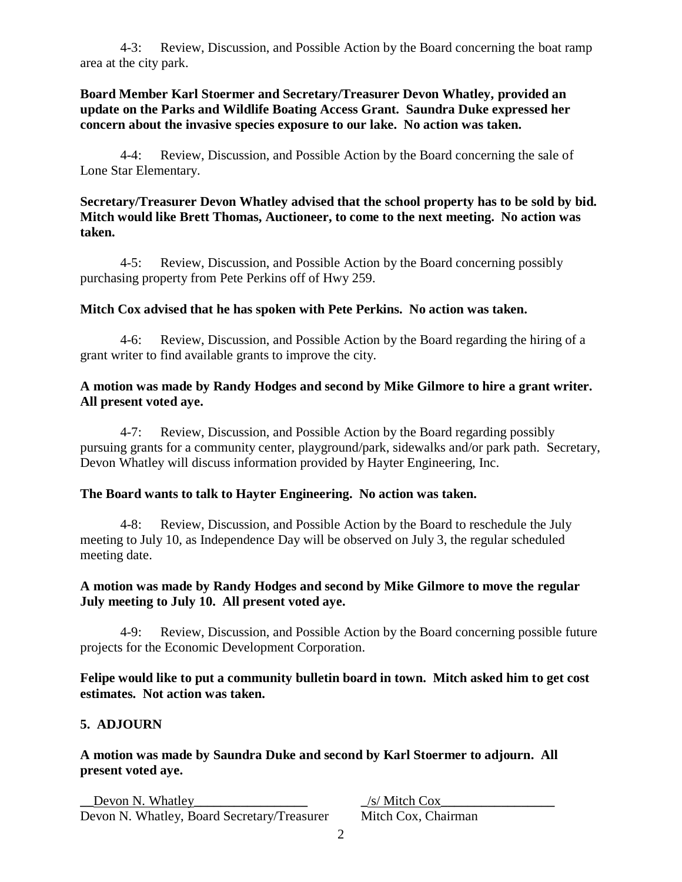4-3: Review, Discussion, and Possible Action by the Board concerning the boat ramp area at the city park.

**Board Member Karl Stoermer and Secretary/Treasurer Devon Whatley, provided an update on the Parks and Wildlife Boating Access Grant. Saundra Duke expressed her concern about the invasive species exposure to our lake. No action was taken.**

4-4: Review, Discussion, and Possible Action by the Board concerning the sale of Lone Star Elementary.

**Secretary/Treasurer Devon Whatley advised that the school property has to be sold by bid. Mitch would like Brett Thomas, Auctioneer, to come to the next meeting. No action was taken.**

4-5: Review, Discussion, and Possible Action by the Board concerning possibly purchasing property from Pete Perkins off of Hwy 259.

**Mitch Cox advised that he has spoken with Pete Perkins. No action was taken.**

4-6: Review, Discussion, and Possible Action by the Board regarding the hiring of a grant writer to find available grants to improve the city.

**A motion was made by Randy Hodges and second by Mike Gilmore to hire a grant writer. All present voted aye.**

4-7: Review, Discussion, and Possible Action by the Board regarding possibly pursuing grants for a community center, playground/park, sidewalks and/or park path. Secretary, Devon Whatley will discuss information provided by Hayter Engineering, Inc.

**The Board wants to talk to Hayter Engineering. No action was taken.**

4-8: Review, Discussion, and Possible Action by the Board to reschedule the July meeting to July 10, as Independence Day will be observed on July 3, the regular scheduled meeting date.

**A motion was made by Randy Hodges and second by Mike Gilmore to move the regular July meeting to July 10. All present voted aye.**

4-9: Review, Discussion, and Possible Action by the Board concerning possible future projects for the Economic Development Corporation.

**Felipe would like to put a community bulletin board in town. Mitch asked him to get cost estimates. Not action was taken.**

**5. ADJOURN**

**A motion was made by Saundra Duke and second by Karl Stoermer to adjourn. All present voted aye.**

__Devon N. Whatley__________________ _/s/ Mitch Cox__________________

Devon N. Whatley, Board Secretary/Treasurer Mitch Cox, Chairman